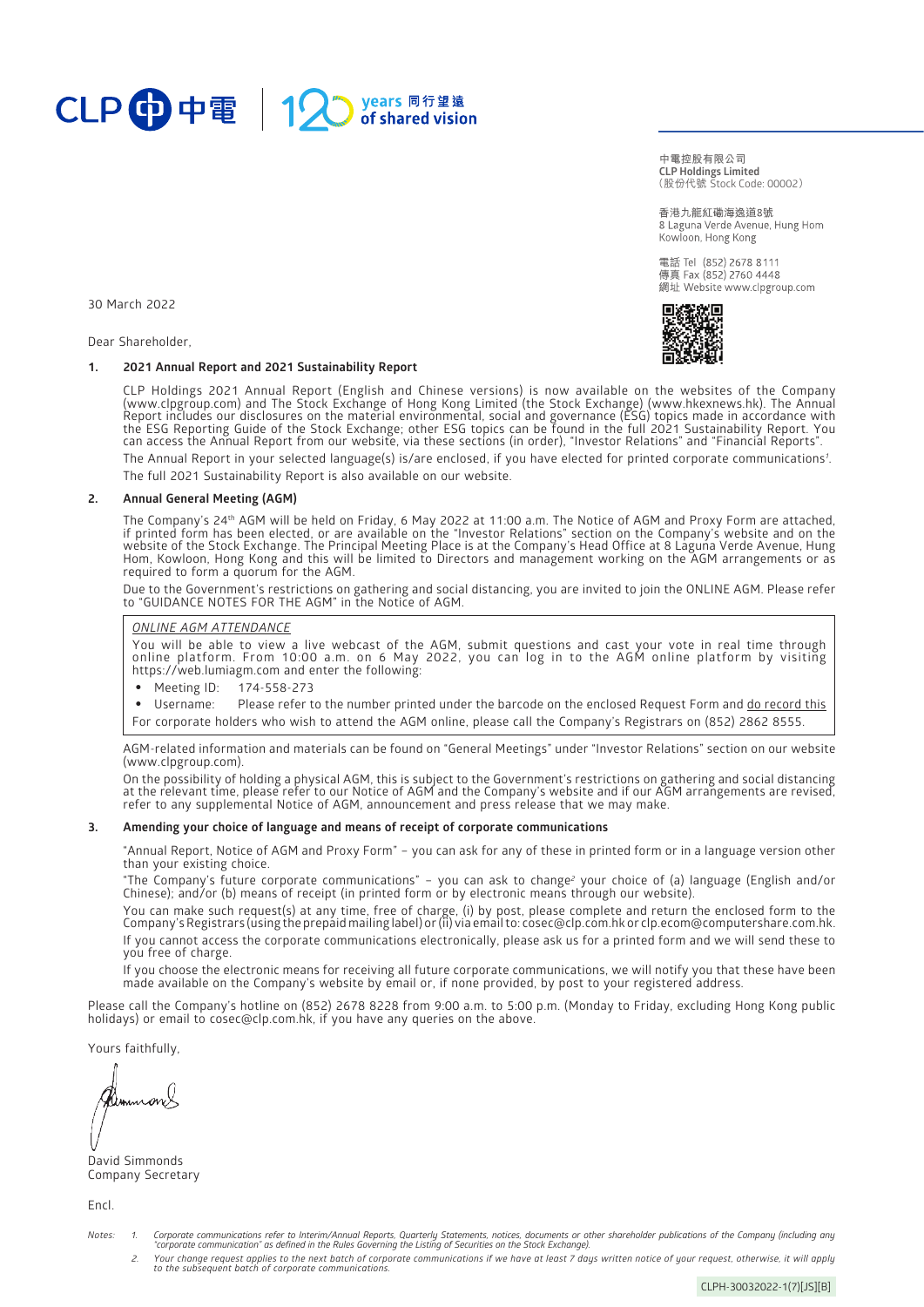CLP 中電 | 120 years 同行望遠 of shared vision

中電控股有限公司
**CLP Holdings Limited**
（股份代號 Stock Code: 00002）

香港九龍紅磡海逸道8號
8 Laguna Verde Avenue, Hung Hom
Kowloon, Hong Kong

電話 Tel (852) 2678 8111
傳真 Fax (852) 2760 4448
網址 Website www.clpgroup.com

30 March 2022

Dear Shareholder,

## 1. 2021 Annual Report and 2021 Sustainability Report

CLP Holdings 2021 Annual Report (English and Chinese versions) is now available on the websites of the Company (www.clpgroup.com) and The Stock Exchange of Hong Kong Limited (the Stock Exchange) (www.hkexnews.hk). The Annual Report includes our disclosures on the material environmental, social and governance (ESG) topics made in accordance with the ESG Reporting Guide of the Stock Exchange; other ESG topics can be found in the full 2021 Sustainability Report. You can access the Annual Report from our website, via these sections (in order), "Investor Relations" and "Financial Reports".

The Annual Report in your selected language(s) is/are enclosed, if you have elected for printed corporate communications[1].

The full 2021 Sustainability Report is also available on our website.

## 2. Annual General Meeting (AGM)

The Company's 24th AGM will be held on Friday, 6 May 2022 at 11:00 a.m. The Notice of AGM and Proxy Form are attached, if printed form has been elected, or are available on the "Investor Relations" section on the Company's website and on the website of the Stock Exchange. The Principal Meeting Place is at the Company's Head Office at 8 Laguna Verde Avenue, Hung Hom, Kowloon, Hong Kong and this will be limited to Directors and management working on the AGM arrangements or as required to form a quorum for the AGM.

Due to the Government's restrictions on gathering and social distancing, you are invited to join the ONLINE AGM. Please refer to "GUIDANCE NOTES FOR THE AGM" in the Notice of AGM.

*ONLINE AGM ATTENDANCE*

You will be able to view a live webcast of the AGM, submit questions and cast your vote in real time through online platform. From 10:00 a.m. on 6 May 2022, you can log in to the AGM online platform by visiting https://web.lumiagm.com and enter the following:

- Meeting ID: 174-558-273
- Username: Please refer to the number printed under the barcode on the enclosed Request Form and do record this

For corporate holders who wish to attend the AGM online, please call the Company's Registrars on (852) 2862 8555.

AGM-related information and materials can be found on "General Meetings" under "Investor Relations" section on our website (www.clpgroup.com).

On the possibility of holding a physical AGM, this is subject to the Government's restrictions on gathering and social distancing at the relevant time, please refer to our Notice of AGM and the Company's website and if our AGM arrangements are revised, refer to any supplemental Notice of AGM, announcement and press release that we may make.

## 3. Amending your choice of language and means of receipt of corporate communications

"Annual Report, Notice of AGM and Proxy Form" – you can ask for any of these in printed form or in a language version other than your existing choice.

"The Company's future corporate communications" – you can ask to change[2] your choice of (a) language (English and/or Chinese); and/or (b) means of receipt (in printed form or by electronic means through our website).

You can make such request(s) at any time, free of charge, (i) by post, please complete and return the enclosed form to the Company's Registrars (using the prepaid mailing label) or (ii) via email to: cosec@clp.com.hk or clp.ecom@computershare.com.hk.

If you cannot access the corporate communications electronically, please ask us for a printed form and we will send these to you free of charge.

If you choose the electronic means for receiving all future corporate communications, we will notify you that these have been made available on the Company's website by email or, if none provided, by post to your registered address.

Please call the Company's hotline on (852) 2678 8228 from 9:00 a.m. to 5:00 p.m. (Monday to Friday, excluding Hong Kong public holidays) or email to cosec@clp.com.hk, if you have any queries on the above.

Yours faithfully,

David Simmonds
Company Secretary

Encl.

*Notes:*

1. *Corporate communications refer to Interim/Annual Reports, Quarterly Statements, notices, documents or other shareholder publications of the Company (including any "corporate communication" as defined in the Rules Governing the Listing of Securities on the Stock Exchange).*
2. *Your change request applies to the next batch of corporate communications if we have at least 7 days written notice of your request, otherwise, it will apply to the subsequent batch of corporate communications.*

CLPH-30032022-1(7)[JS][B]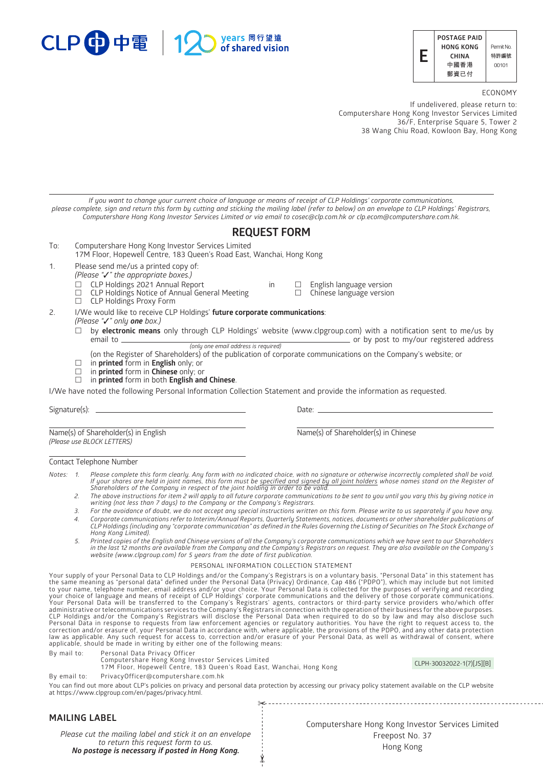CLP 中電 | 120 years 同行望遠 of shared vision

| E | POSTAGE PAID HONG KONG CHINA 中國香港 郵資已付 | Permit No. 特許編號 00101 |
| --- | --- | --- |

ECONOMY

If undelivered, please return to:
Computershare Hong Kong Investor Services Limited
36/F, Enterprise Square 5, Tower 2
38 Wang Chiu Road, Kowloon Bay, Hong Kong

---

*If you want to change your current choice of language or means of receipt of CLP Holdings' corporate communications, please complete, sign and return this form by cutting and sticking the mailing label (refer to below) on an envelope to CLP Holdings' Registrars, Computershare Hong Kong Investor Services Limited or via email to cosec@clp.com.hk or clp.ecom@computershare.com.hk.*

# REQUEST FORM

To: Computershare Hong Kong Investor Services Limited
17M Floor, Hopewell Centre, 183 Queen's Road East, Wanchai, Hong Kong

1. Please send me/us a printed copy of:
   *(Please "✓" the appropriate boxes.)*
   - ☐ CLP Holdings 2021 Annual Report
   - ☐ CLP Holdings Notice of Annual General Meeting
   - ☐ CLP Holdings Proxy Form

   in

   - ☐ English language version
   - ☐ Chinese language version

2. I/We would like to receive CLP Holdings' **future corporate communications**:
   *(Please "✓" only **one** box.)*
   - ☐ by **electronic means** only through CLP Holdings' website (www.clpgroup.com) with a notification sent to me/us by email to ______________________________ *(only one email address is required)* or by post to my/our registered address (on the Register of Shareholders) of the publication of corporate communications on the Company's website; or
   - ☐ in **printed** form in **English** only; or
   - ☐ in **printed** form in **Chinese** only; or
   - ☐ in **printed** form in both **English and Chinese**.

I/We have noted the following Personal Information Collection Statement and provide the information as requested.

Signature(s): ______________________________ Date: ______________________________

______________________________
Name(s) of Shareholder(s) in English
*(Please use BLOCK LETTERS)*

______________________________
Name(s) of Shareholder(s) in Chinese

______________________________
Contact Telephone Number

*Notes:*

1. *Please complete this form clearly. Any form with no indicated choice, with no signature or otherwise incorrectly completed shall be void. If your shares are held in joint names, this form must be specified and signed by all joint holders whose names stand on the Register of Shareholders of the Company in respect of the joint holding in order to be valid.*
2. *The above instructions for item 2 will apply to all future corporate communications to be sent to you until you vary this by giving notice in writing (not less than 7 days) to the Company or the Company's Registrars.*
3. *For the avoidance of doubt, we do not accept any special instructions written on this form. Please write to us separately if you have any.*
4. *Corporate communications refer to Interim/Annual Reports, Quarterly Statements, notices, documents or other shareholder publications of CLP Holdings (including any "corporate communication" as defined in the Rules Governing the Listing of Securities on The Stock Exchange of Hong Kong Limited).*
5. *Printed copies of the English and Chinese versions of all the Company's corporate communications which we have sent to our Shareholders in the last 12 months are available from the Company and the Company's Registrars on request. They are also available on the Company's website (www.clpgroup.com) for 5 years from the date of first publication.*

## PERSONAL INFORMATION COLLECTION STATEMENT

Your supply of your Personal Data to CLP Holdings and/or the Company's Registrars is on a voluntary basis. "Personal Data" in this statement has the same meaning as "personal data" defined under the Personal Data (Privacy) Ordinance, Cap 486 ("PDPO"), which may include but not limited to your name, telephone number, email address and/or your choice. Your Personal Data is collected for the purposes of verifying and recording your choice of language and means of receipt of CLP Holdings' corporate communications and the delivery of those corporate communications. Your Personal Data will be transferred to the Company's Registrars' agents, contractors or third-party service providers who/which offer administrative or telecommunications services to the Company's Registrars in connection with the operation of their business for the above purposes. CLP Holdings and/or the Company's Registrars will disclose the Personal Data when required to do so by law and may also disclose such Personal Data in response to requests from law enforcement agencies or regulatory authorities. You have the right to request access to, the correction and/or erasure of, your Personal Data in accordance with, where applicable, the provisions of the PDPO, and any other data protection law as applicable. Any such request for access to, correction and/or erasure of your Personal Data, as well as withdrawal of consent, where applicable, should be made in writing by either one of the following means:

By mail to: Personal Data Privacy Officer
Computershare Hong Kong Investor Services Limited
17M Floor, Hopewell Centre, 183 Queen's Road East, Wanchai, Hong Kong

By email to: PrivacyOfficer@computershare.com.hk

CLPH-30032022-1(7)[JS][B]

You can find out more about CLP's policies on privacy and personal data protection by accessing our privacy policy statement available on the CLP website at https://www.clpgroup.com/en/pages/privacy.html.

## MAILING LABEL

*Please cut the mailing label and stick it on an envelope to return this request form to us.*
***No postage is necessary if posted in Hong Kong.***

Computershare Hong Kong Investor Services Limited
Freepost No. 37
Hong Kong